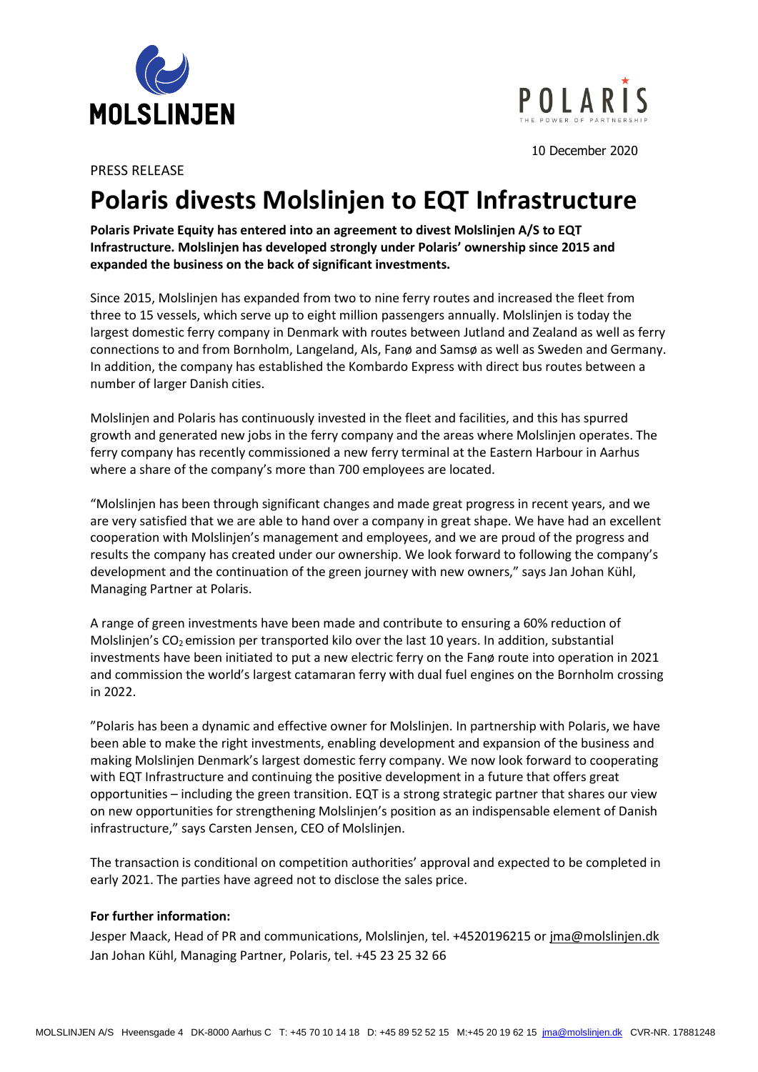10 December 2020

PRESS RELEASE

# Polaris divests Molslinjen to EQT Infrastructure

**Polaris Private Equity has entered into an agreement to divest Molslinjen A/S to EQT Infrastructure. Molslinjen has developed strongly under Polaris' ownership since 2015 and expanded the business on the back of significant investments.**

Since 2015, Molslinjen has expanded from two to nine ferry routes and increased the fleet from three to 15 vessels, which serve up to eight million passengers annually. Molslinjen is today the largest domestic ferry company in Denmark with routes between Jutland and Zealand as well as ferry connections to and from Bornholm, Langeland, Als, Fanø and Samsø as well as Sweden and Germany. In addition, the company has established the Kombardo Express with direct bus routes between a number of larger Danish cities.

Molslinjen and Polaris has continuously invested in the fleet and facilities, and this has spurred growth and generated new jobs in the ferry company and the areas where Molslinjen operates. The ferry company has recently commissioned a new ferry terminal at the Eastern Harbour in Aarhus where a share of the company's more than 700 employees are located.

"Molslinjen has been through significant changes and made great progress in recent years, and we are very satisfied that we are able to hand over a company in great shape. We have had an excellent cooperation with Molslinjen's management and employees, and we are proud of the progress and results the company has created under our ownership. We look forward to following the company's development and the continuation of the green journey with new owners," says Jan Johan Kühl, Managing Partner at Polaris.

A range of green investments have been made and contribute to ensuring a 60% reduction of Molslinjen's $CO_2$ emission per transported kilo over the last 10 years. In addition, substantial investments have been initiated to put a new electric ferry on the Fanø route into operation in 2021 and commission the world's largest catamaran ferry with dual fuel engines on the Bornholm crossing in 2022.

"Polaris has been a dynamic and effective owner for Molslinjen. In partnership with Polaris, we have been able to make the right investments, enabling development and expansion of the business and making Molslinjen Denmark's largest domestic ferry company. We now look forward to cooperating with EQT Infrastructure and continuing the positive development in a future that offers great opportunities – including the green transition. EQT is a strong strategic partner that shares our view on new opportunities for strengthening Molslinjen's position as an indispensable element of Danish infrastructure," says Carsten Jensen, CEO of Molslinjen.

The transaction is conditional on competition authorities' approval and expected to be completed in early 2021. The parties have agreed not to disclose the sales price.

**For further information:**

Jesper Maack, Head of PR and communications, Molslinjen, tel. +4520196215 or jma@molslinjen.dk
Jan Johan Kühl, Managing Partner, Polaris, tel. +45 23 25 32 66

MOLSLINJEN A/S Hveensgade 4 DK-8000 Aarhus C T: +45 70 10 14 18 D: +45 89 52 52 15 M:+45 20 19 62 15 jma@molslinjen.dk CVR-NR. 17881248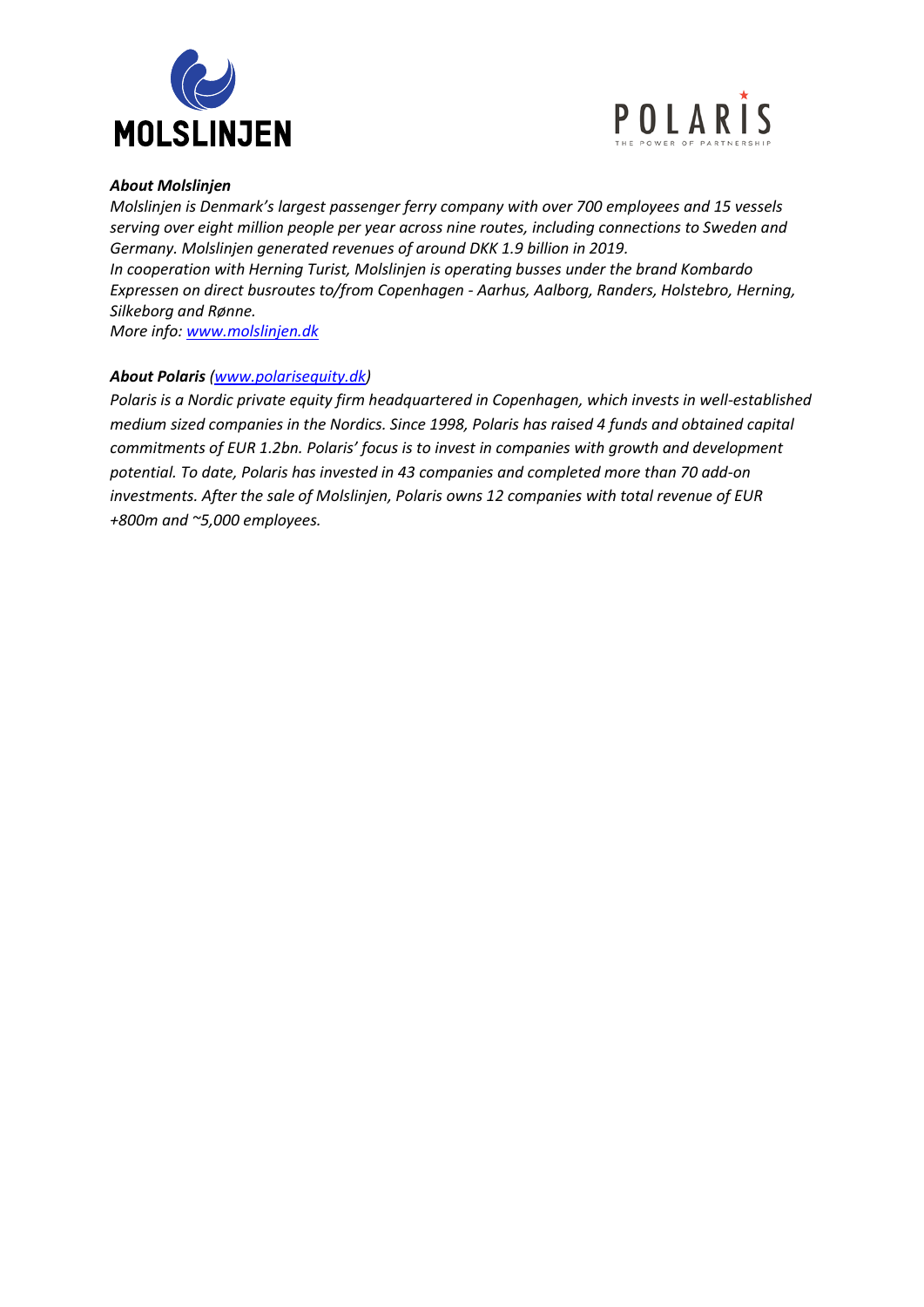***About Molslinjen***

*Molslinjen is Denmark's largest passenger ferry company with over 700 employees and 15 vessels serving over eight million people per year across nine routes, including connections to Sweden and Germany. Molslinjen generated revenues of around DKK 1.9 billion in 2019.*
*In cooperation with Herning Turist, Molslinjen is operating busses under the brand Kombardo Expressen on direct busroutes to/from Copenhagen - Aarhus, Aalborg, Randers, Holstebro, Herning, Silkeborg and Rønne.*
*More info: [www.molslinjen.dk](www.molslinjen.dk)*

***About Polaris** ([www.polarisequity.dk](www.polarisequity.dk))*

*Polaris is a Nordic private equity firm headquartered in Copenhagen, which invests in well-established medium sized companies in the Nordics. Since 1998, Polaris has raised 4 funds and obtained capital commitments of EUR 1.2bn. Polaris' focus is to invest in companies with growth and development potential. To date, Polaris has invested in 43 companies and completed more than 70 add-on investments. After the sale of Molslinjen, Polaris owns 12 companies with total revenue of EUR +800m and ~5,000 employees.*